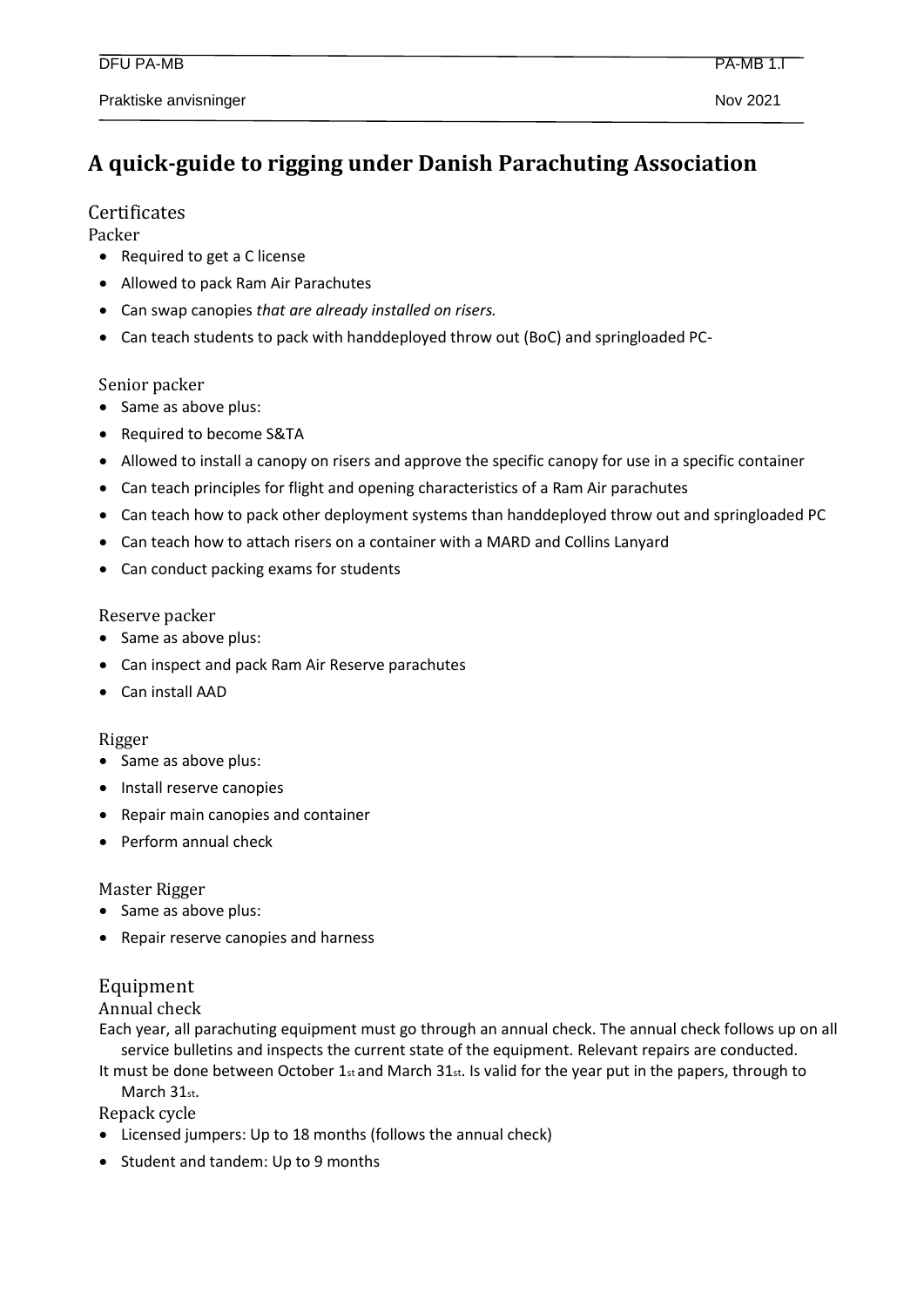# A quick-guide to rigging under Danish Parachuting Association

## Certificates

### Packer

- Required to get a C license
- Allowed to pack Ram Air Parachutes
- Can swap canopies *that are already installed on risers.*
- Can teach students to pack with handdeployed throw out (BoC) and springloaded PC-

### Senior packer

- Same as above plus:
- Required to become S&TA
- Allowed to install a canopy on risers and approve the specific canopy for use in a specific container
- Can teach principles for flight and opening characteristics of a Ram Air parachutes
- Can teach how to pack other deployment systems than handdeployed throw out and springloaded PC
- Can teach how to attach risers on a container with a MARD and Collins Lanyard
- Can conduct packing exams for students

### Reserve packer

- Same as above plus:
- Can inspect and pack Ram Air Reserve parachutes
- Can install AAD

### Rigger

- Same as above plus:
- Install reserve canopies
- Repair main canopies and container
- Perform annual check

### Master Rigger

- Same as above plus:
- Repair reserve canopies and harness

## Equipment

### Annual check

Each year, all parachuting equipment must go through an annual check. The annual check follows up on all service bulletins and inspects the current state of the equipment. Relevant repairs are conducted.

It must be done between October 1st and March 31st. Is valid for the year put in the papers, through to March 31st.

### Repack cycle

- Licensed jumpers: Up to 18 months (follows the annual check)
- Student and tandem: Up to 9 months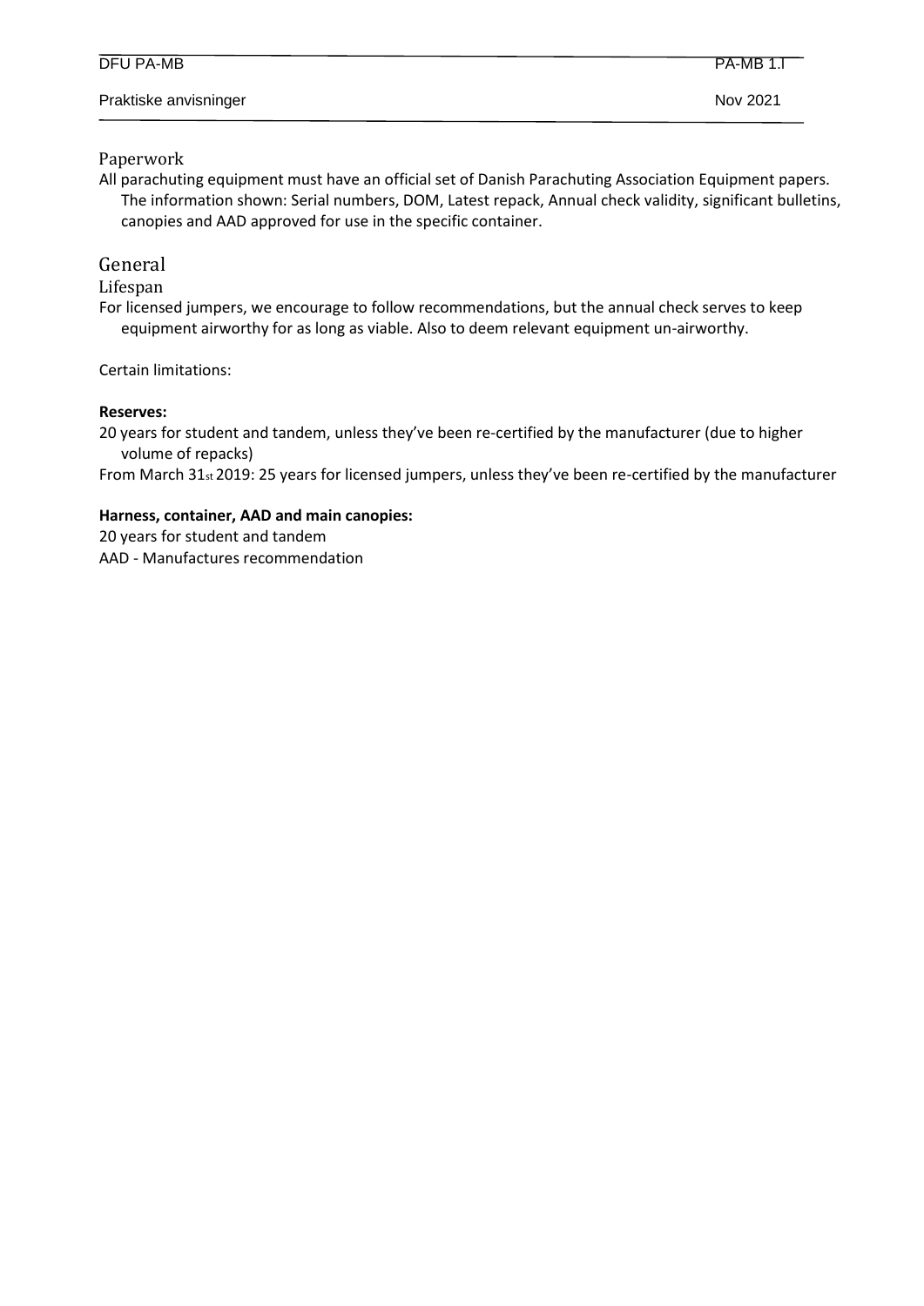## Paperwork

All parachuting equipment must have an official set of Danish Parachuting Association Equipment papers. The information shown: Serial numbers, DOM, Latest repack, Annual check validity, significant bulletins, canopies and AAD approved for use in the specific container.

## General

### Lifespan

For licensed jumpers, we encourage to follow recommendations, but the annual check serves to keep equipment airworthy for as long as viable. Also to deem relevant equipment un-airworthy.

Certain limitations:

**Reserves:**

20 years for student and tandem, unless they've been re-certified by the manufacturer (due to higher volume of repacks)

From March 31st 2019: 25 years for licensed jumpers, unless they've been re-certified by the manufacturer

**Harness, container, AAD and main canopies:**

20 years for student and tandem

AAD - Manufactures recommendation